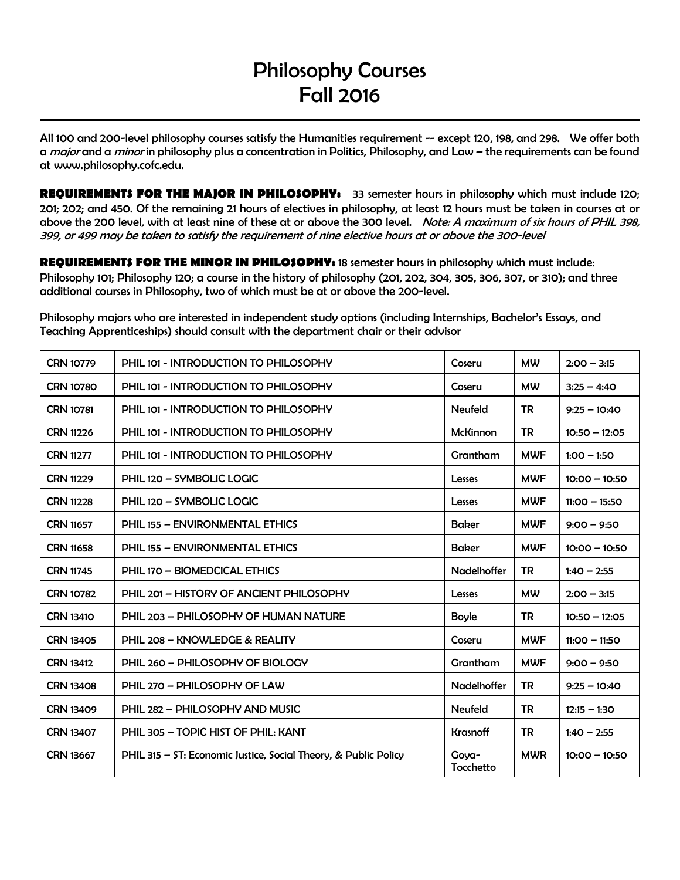# Philosophy Courses
# Fall 2016

All 100 and 200-level philosophy courses satisfy the Humanities requirement -- except 120, 198, and 298. We offer both a *major* and a *minor* in philosophy plus a concentration in Politics, Philosophy, and Law – the requirements can be found at www.philosophy.cofc.edu.

**REQUIREMENTS FOR THE MAJOR IN PHILOSOPHY:** 33 semester hours in philosophy which must include 120; 201; 202; and 450. Of the remaining 21 hours of electives in philosophy, at least 12 hours must be taken in courses at or above the 200 level, with at least nine of these at or above the 300 level. *Note: A maximum of six hours of PHIL 398, 399, or 499 may be taken to satisfy the requirement of nine elective hours at or above the 300-level*

**REQUIREMENTS FOR THE MINOR IN PHILOSOPHY:** 18 semester hours in philosophy which must include: Philosophy 101; Philosophy 120; a course in the history of philosophy (201, 202, 304, 305, 306, 307, or 310); and three additional courses in Philosophy, two of which must be at or above the 200-level.

Philosophy majors who are interested in independent study options (including Internships, Bachelor's Essays, and Teaching Apprenticeships) should consult with the department chair or their advisor

| | | | | |
|---|---|---|---|---|
| CRN 10779 | PHIL 101 - INTRODUCTION TO PHILOSOPHY | Coseru | MW | 2:00 – 3:15 |
| CRN 10780 | PHIL 101 - INTRODUCTION TO PHILOSOPHY | Coseru | MW | 3:25 – 4:40 |
| CRN 10781 | PHIL 101 - INTRODUCTION TO PHILOSOPHY | Neufeld | TR | 9:25 – 10:40 |
| CRN 11226 | PHIL 101 - INTRODUCTION TO PHILOSOPHY | McKinnon | TR | 10:50 – 12:05 |
| CRN 11277 | PHIL 101 - INTRODUCTION TO PHILOSOPHY | Grantham | MWF | 1:00 – 1:50 |
| CRN 11229 | PHIL 120 – SYMBOLIC LOGIC | Lesses | MWF | 10:00 – 10:50 |
| CRN 11228 | PHIL 120 – SYMBOLIC LOGIC | Lesses | MWF | 11:00 – 15:50 |
| CRN 11657 | PHIL 155 – ENVIRONMENTAL ETHICS | Baker | MWF | 9:00 – 9:50 |
| CRN 11658 | PHIL 155 – ENVIRONMENTAL ETHICS | Baker | MWF | 10:00 – 10:50 |
| CRN 11745 | PHIL 170 – BIOMEDCICAL ETHICS | Nadelhoffer | TR | 1:40 – 2:55 |
| CRN 10782 | PHIL 201 – HISTORY OF ANCIENT PHILOSOPHY | Lesses | MW | 2:00 – 3:15 |
| CRN 13410 | PHIL 203 – PHILOSOPHY OF HUMAN NATURE | Boyle | TR | 10:50 – 12:05 |
| CRN 13405 | PHIL 208 – KNOWLEDGE & REALITY | Coseru | MWF | 11:00 – 11:50 |
| CRN 13412 | PHIL 260 – PHILOSOPHY OF BIOLOGY | Grantham | MWF | 9:00 – 9:50 |
| CRN 13408 | PHIL 270 – PHILOSOPHY OF LAW | Nadelhoffer | TR | 9:25 – 10:40 |
| CRN 13409 | PHIL 282 – PHILOSOPHY AND MUSIC | Neufeld | TR | 12:15 – 1:30 |
| CRN 13407 | PHIL 305 – TOPIC HIST OF PHIL: KANT | Krasnoff | TR | 1:40 – 2:55 |
| CRN 13667 | PHIL 315 – ST: Economic Justice, Social Theory, & Public Policy | Goya-Tocchetto | MWR | 10:00 – 10:50 |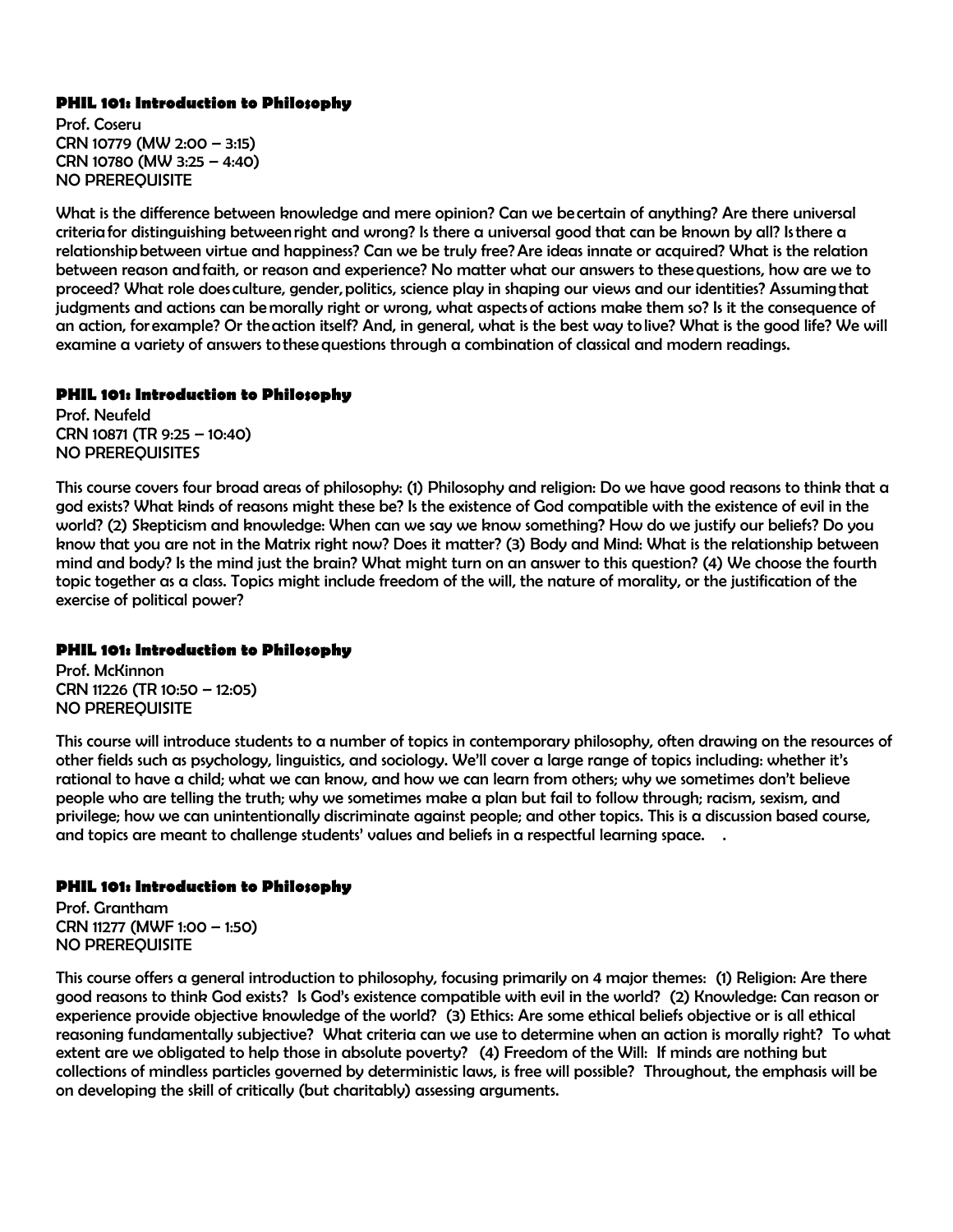#### PHIL 101: Introduction to Philosophy

Prof. Coseru
CRN 10779 (MW 2:00 – 3:15)
CRN 10780 (MW 3:25 – 4:40)
NO PREREQUISITE

What is the difference between knowledge and mere opinion? Can we be certain of anything? Are there universal criteria for distinguishing between right and wrong? Is there a universal good that can be known by all? Is there a relationship between virtue and happiness? Can we be truly free? Are ideas innate or acquired? What is the relation between reason and faith, or reason and experience? No matter what our answers to these questions, how are we to proceed? What role does culture, gender, politics, science play in shaping our views and our identities? Assuming that judgments and actions can be morally right or wrong, what aspects of actions make them so? Is it the consequence of an action, for example? Or the action itself? And, in general, what is the best way to live? What is the good life? We will examine a variety of answers to these questions through a combination of classical and modern readings.

#### PHIL 101: Introduction to Philosophy

Prof. Neufeld
CRN 10871 (TR 9:25 – 10:40)
NO PREREQUISITES

This course covers four broad areas of philosophy: (1) Philosophy and religion: Do we have good reasons to think that a god exists? What kinds of reasons might these be? Is the existence of God compatible with the existence of evil in the world? (2) Skepticism and knowledge: When can we say we know something? How do we justify our beliefs? Do you know that you are not in the Matrix right now? Does it matter? (3) Body and Mind: What is the relationship between mind and body? Is the mind just the brain? What might turn on an answer to this question? (4) We choose the fourth topic together as a class. Topics might include freedom of the will, the nature of morality, or the justification of the exercise of political power?

#### PHIL 101: Introduction to Philosophy

Prof. McKinnon
CRN 11226 (TR 10:50 – 12:05)
NO PREREQUISITE

This course will introduce students to a number of topics in contemporary philosophy, often drawing on the resources of other fields such as psychology, linguistics, and sociology. We'll cover a large range of topics including: whether it's rational to have a child; what we can know, and how we can learn from others; why we sometimes don't believe people who are telling the truth; why we sometimes make a plan but fail to follow through; racism, sexism, and privilege; how we can unintentionally discriminate against people; and other topics. This is a discussion based course, and topics are meant to challenge students' values and beliefs in a respectful learning space. .

#### PHIL 101: Introduction to Philosophy

Prof. Grantham
CRN 11277 (MWF 1:00 – 1:50)
NO PREREQUISITE

This course offers a general introduction to philosophy, focusing primarily on 4 major themes: (1) Religion: Are there good reasons to think God exists? Is God's existence compatible with evil in the world? (2) Knowledge: Can reason or experience provide objective knowledge of the world? (3) Ethics: Are some ethical beliefs objective or is all ethical reasoning fundamentally subjective? What criteria can we use to determine when an action is morally right? To what extent are we obligated to help those in absolute poverty? (4) Freedom of the Will: If minds are nothing but collections of mindless particles governed by deterministic laws, is free will possible? Throughout, the emphasis will be on developing the skill of critically (but charitably) assessing arguments.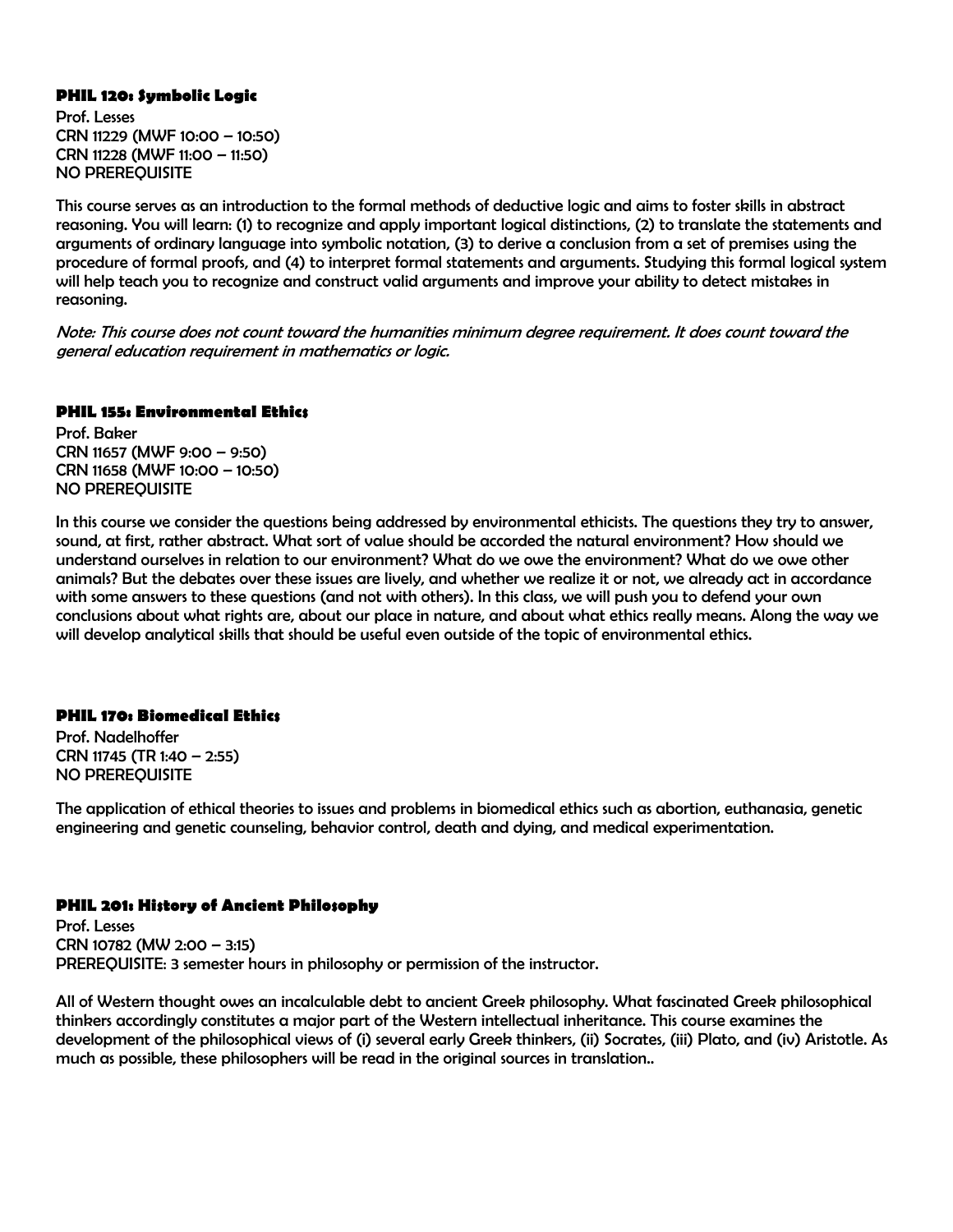### PHIL 120: Symbolic Logic

Prof. Lesses
CRN 11229 (MWF 10:00 – 10:50)
CRN 11228 (MWF 11:00 – 11:50)
NO PREREQUISITE

This course serves as an introduction to the formal methods of deductive logic and aims to foster skills in abstract reasoning. You will learn: (1) to recognize and apply important logical distinctions, (2) to translate the statements and arguments of ordinary language into symbolic notation, (3) to derive a conclusion from a set of premises using the procedure of formal proofs, and (4) to interpret formal statements and arguments. Studying this formal logical system will help teach you to recognize and construct valid arguments and improve your ability to detect mistakes in reasoning.

*Note: This course does not count toward the humanities minimum degree requirement. It does count toward the general education requirement in mathematics or logic.*

### PHIL 155: Environmental Ethics

Prof. Baker
CRN 11657 (MWF 9:00 – 9:50)
CRN 11658 (MWF 10:00 – 10:50)
NO PREREQUISITE

In this course we consider the questions being addressed by environmental ethicists. The questions they try to answer, sound, at first, rather abstract. What sort of value should be accorded the natural environment? How should we understand ourselves in relation to our environment? What do we owe the environment? What do we owe other animals? But the debates over these issues are lively, and whether we realize it or not, we already act in accordance with some answers to these questions (and not with others). In this class, we will push you to defend your own conclusions about what rights are, about our place in nature, and about what ethics really means. Along the way we will develop analytical skills that should be useful even outside of the topic of environmental ethics.

### PHIL 170: Biomedical Ethics

Prof. Nadelhoffer
CRN 11745 (TR 1:40 – 2:55)
NO PREREQUISITE

The application of ethical theories to issues and problems in biomedical ethics such as abortion, euthanasia, genetic engineering and genetic counseling, behavior control, death and dying, and medical experimentation.

### PHIL 201: History of Ancient Philosophy

Prof. Lesses
CRN 10782 (MW 2:00 – 3:15)
PREREQUISITE: 3 semester hours in philosophy or permission of the instructor.

All of Western thought owes an incalculable debt to ancient Greek philosophy. What fascinated Greek philosophical thinkers accordingly constitutes a major part of the Western intellectual inheritance. This course examines the development of the philosophical views of (i) several early Greek thinkers, (ii) Socrates, (iii) Plato, and (iv) Aristotle. As much as possible, these philosophers will be read in the original sources in translation..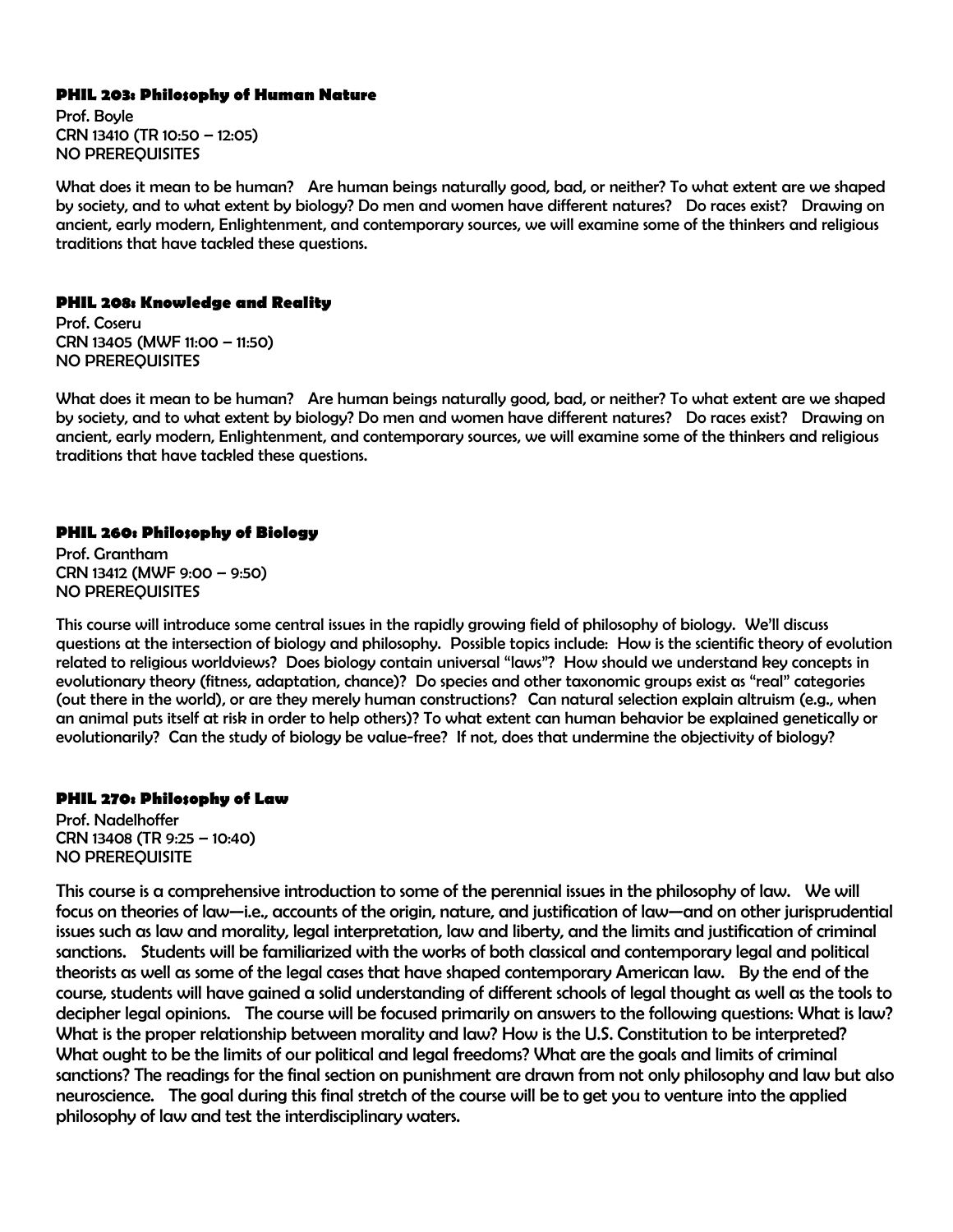### PHIL 203: Philosophy of Human Nature

Prof. Boyle
CRN 13410 (TR 10:50 – 12:05)
NO PREREQUISITES

What does it mean to be human? Are human beings naturally good, bad, or neither? To what extent are we shaped by society, and to what extent by biology? Do men and women have different natures? Do races exist? Drawing on ancient, early modern, Enlightenment, and contemporary sources, we will examine some of the thinkers and religious traditions that have tackled these questions.

### PHIL 208: Knowledge and Reality

Prof. Coseru
CRN 13405 (MWF 11:00 – 11:50)
NO PREREQUISITES

What does it mean to be human? Are human beings naturally good, bad, or neither? To what extent are we shaped by society, and to what extent by biology? Do men and women have different natures? Do races exist? Drawing on ancient, early modern, Enlightenment, and contemporary sources, we will examine some of the thinkers and religious traditions that have tackled these questions.

### PHIL 260: Philosophy of Biology

Prof. Grantham
CRN 13412 (MWF 9:00 – 9:50)
NO PREREQUISITES

This course will introduce some central issues in the rapidly growing field of philosophy of biology. We'll discuss questions at the intersection of biology and philosophy. Possible topics include: How is the scientific theory of evolution related to religious worldviews? Does biology contain universal "laws"? How should we understand key concepts in evolutionary theory (fitness, adaptation, chance)? Do species and other taxonomic groups exist as "real" categories (out there in the world), or are they merely human constructions? Can natural selection explain altruism (e.g., when an animal puts itself at risk in order to help others)? To what extent can human behavior be explained genetically or evolutionarily? Can the study of biology be value-free? If not, does that undermine the objectivity of biology?

### PHIL 270: Philosophy of Law

Prof. Nadelhoffer
CRN 13408 (TR 9:25 – 10:40)
NO PREREQUISITE

This course is a comprehensive introduction to some of the perennial issues in the philosophy of law. We will focus on theories of law—i.e., accounts of the origin, nature, and justification of law—and on other jurisprudential issues such as law and morality, legal interpretation, law and liberty, and the limits and justification of criminal sanctions. Students will be familiarized with the works of both classical and contemporary legal and political theorists as well as some of the legal cases that have shaped contemporary American law. By the end of the course, students will have gained a solid understanding of different schools of legal thought as well as the tools to decipher legal opinions. The course will be focused primarily on answers to the following questions: What is law? What is the proper relationship between morality and law? How is the U.S. Constitution to be interpreted? What ought to be the limits of our political and legal freedoms? What are the goals and limits of criminal sanctions? The readings for the final section on punishment are drawn from not only philosophy and law but also neuroscience. The goal during this final stretch of the course will be to get you to venture into the applied philosophy of law and test the interdisciplinary waters.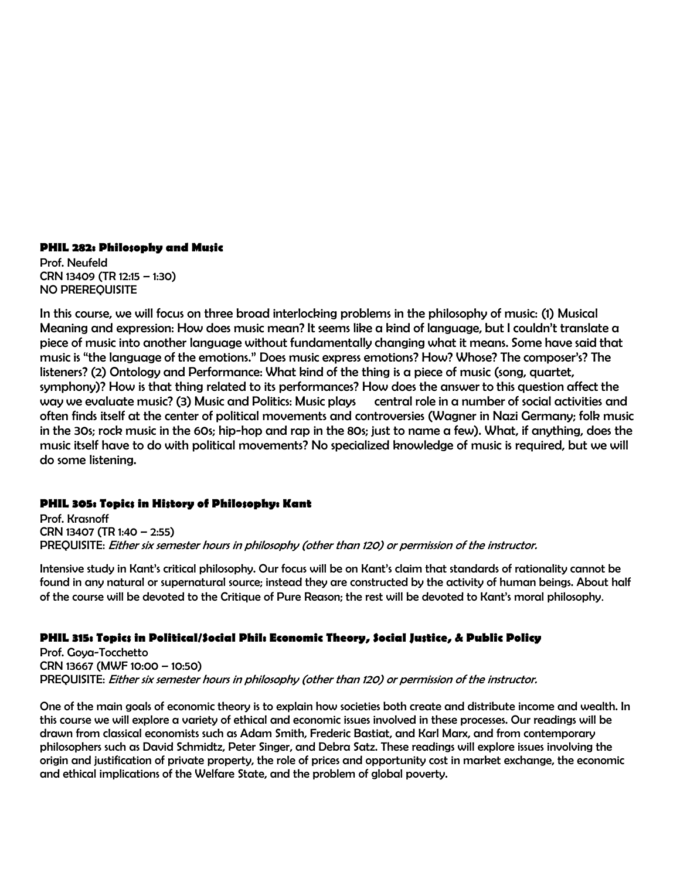### PHIL 282: Philosophy and Music

Prof. Neufeld
CRN 13409 (TR 12:15 – 1:30)
NO PREREQUISITE

In this course, we will focus on three broad interlocking problems in the philosophy of music: (1) Musical Meaning and expression: How does music mean? It seems like a kind of language, but I couldn't translate a piece of music into another language without fundamentally changing what it means. Some have said that music is "the language of the emotions." Does music express emotions? How? Whose? The composer's? The listeners? (2) Ontology and Performance: What kind of the thing is a piece of music (song, quartet, symphony)? How is that thing related to its performances? How does the answer to this question affect the way we evaluate music? (3) Music and Politics: Music plays central role in a number of social activities and often finds itself at the center of political movements and controversies (Wagner in Nazi Germany; folk music in the 30s; rock music in the 60s; hip-hop and rap in the 80s; just to name a few). What, if anything, does the music itself have to do with political movements? No specialized knowledge of music is required, but we will do some listening.

### PHIL 305: Topics in History of Philosophy: Kant

Prof. Krasnoff
CRN 13407 (TR 1:40 – 2:55)
PREQUISITE: *Either six semester hours in philosophy (other than 120) or permission of the instructor.*

Intensive study in Kant's critical philosophy. Our focus will be on Kant's claim that standards of rationality cannot be found in any natural or supernatural source; instead they are constructed by the activity of human beings. About half of the course will be devoted to the Critique of Pure Reason; the rest will be devoted to Kant's moral philosophy.

### PHIL 315: Topics in Political/Social Phil: Economic Theory, Social Justice, & Public Policy

Prof. Goya-Tocchetto
CRN 13667 (MWF 10:00 – 10:50)
PREQUISITE: *Either six semester hours in philosophy (other than 120) or permission of the instructor.*

One of the main goals of economic theory is to explain how societies both create and distribute income and wealth. In this course we will explore a variety of ethical and economic issues involved in these processes. Our readings will be drawn from classical economists such as Adam Smith, Frederic Bastiat, and Karl Marx, and from contemporary philosophers such as David Schmidtz, Peter Singer, and Debra Satz. These readings will explore issues involving the origin and justification of private property, the role of prices and opportunity cost in market exchange, the economic and ethical implications of the Welfare State, and the problem of global poverty.